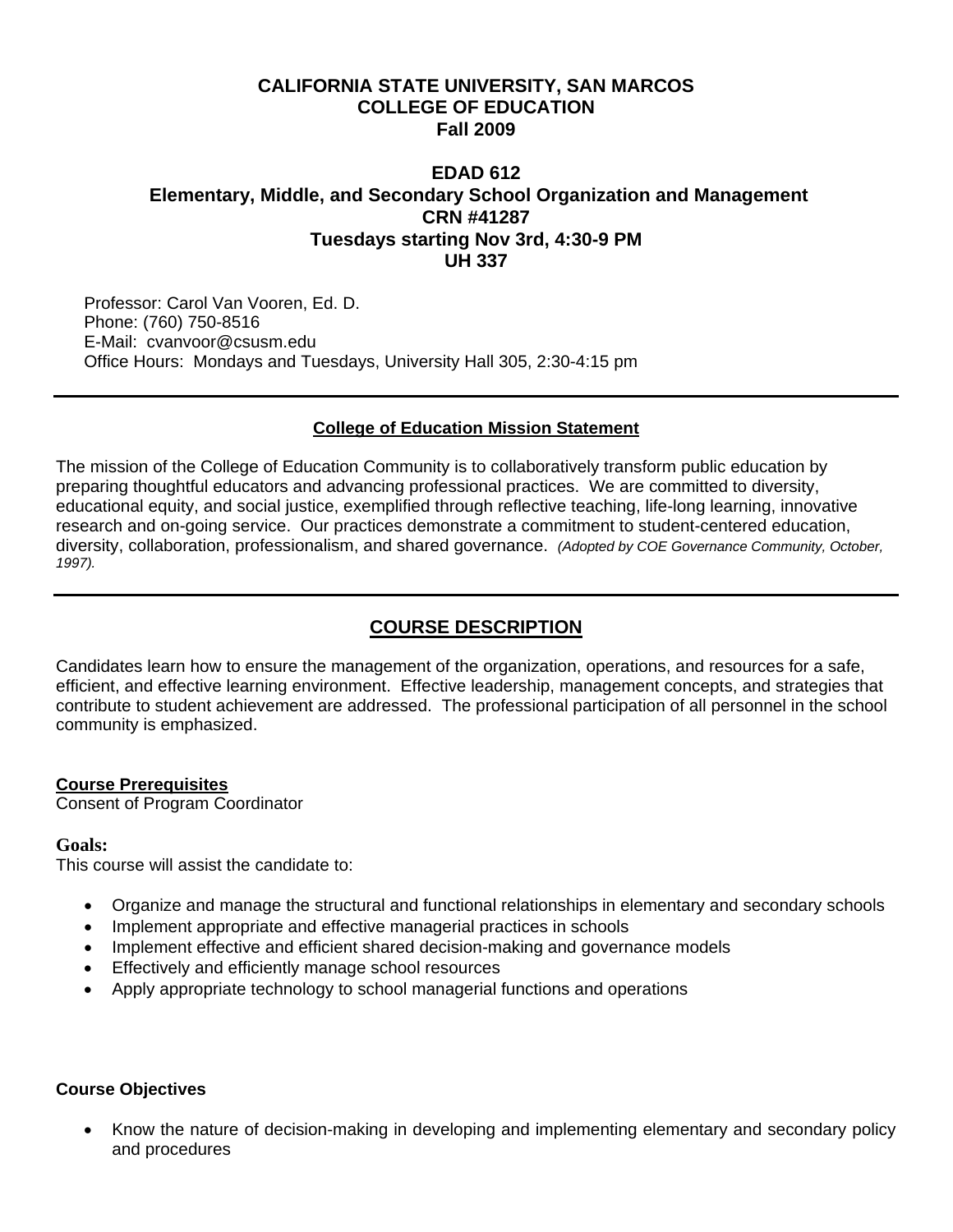# CALIFORNIA STATE UNIVERSITY, SAN MARCOS
# COLLEGE OF EDUCATION
# Fall 2009

## EDAD 612
## Elementary, Middle, and Secondary School Organization and Management
## CRN #41287
## Tuesdays starting Nov 3rd, 4:30-9 PM
## UH 337

Professor: Carol Van Vooren, Ed. D.
Phone: (760) 750-8516
E-Mail: cvanvoor@csusm.edu
Office Hours: Mondays and Tuesdays, University Hall 305, 2:30-4:15 pm

---

### College of Education Mission Statement

The mission of the College of Education Community is to collaboratively transform public education by preparing thoughtful educators and advancing professional practices. We are committed to diversity, educational equity, and social justice, exemplified through reflective teaching, life-long learning, innovative research and on-going service. Our practices demonstrate a commitment to student-centered education, diversity, collaboration, professionalism, and shared governance. *(Adopted by COE Governance Community, October, 1997).*

---

## COURSE DESCRIPTION

Candidates learn how to ensure the management of the organization, operations, and resources for a safe, efficient, and effective learning environment. Effective leadership, management concepts, and strategies that contribute to student achievement are addressed. The professional participation of all personnel in the school community is emphasized.

**Course Prerequisites**
Consent of Program Coordinator

**Goals:**
This course will assist the candidate to:

- Organize and manage the structural and functional relationships in elementary and secondary schools
- Implement appropriate and effective managerial practices in schools
- Implement effective and efficient shared decision-making and governance models
- Effectively and efficiently manage school resources
- Apply appropriate technology to school managerial functions and operations

**Course Objectives**

- Know the nature of decision-making in developing and implementing elementary and secondary policy and procedures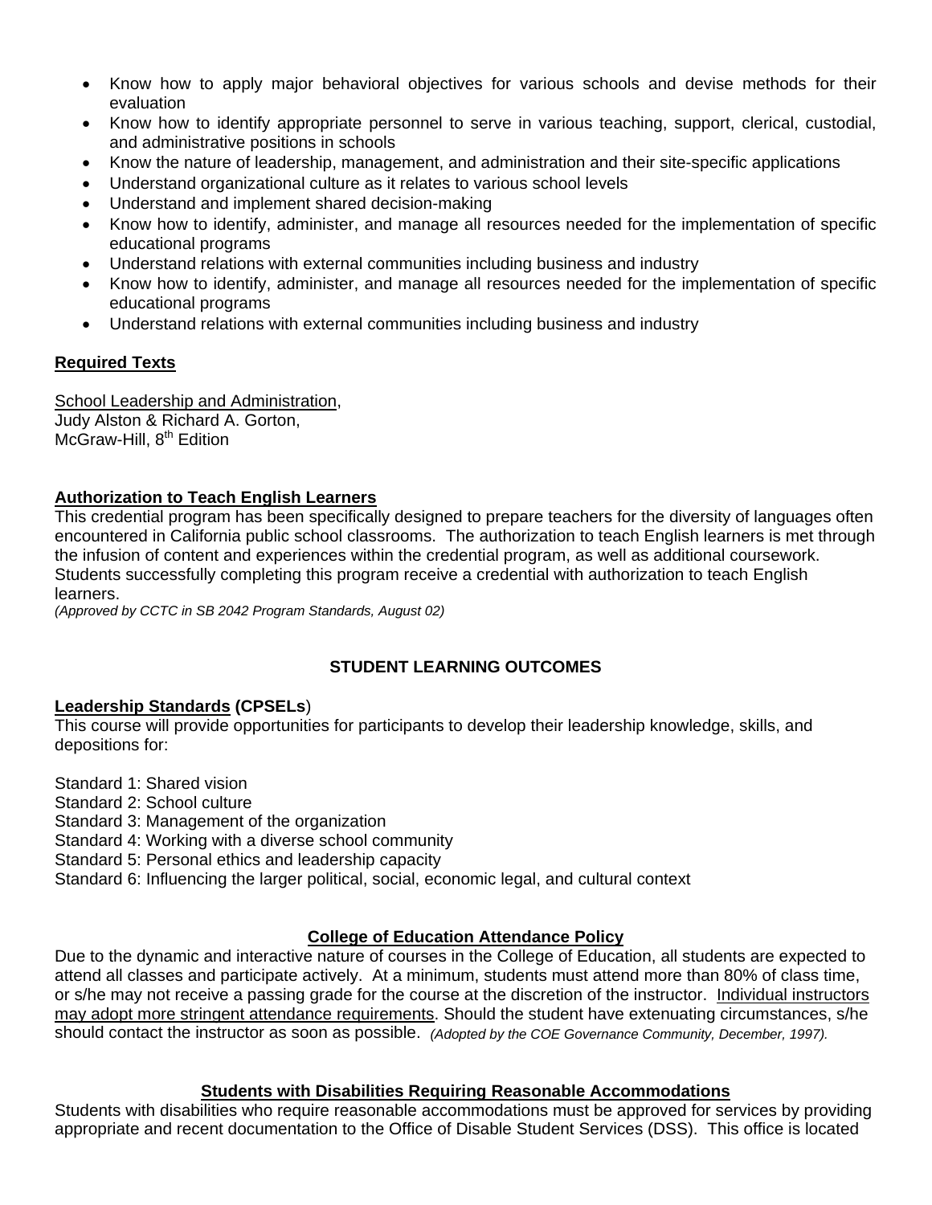- Know how to apply major behavioral objectives for various schools and devise methods for their evaluation
- Know how to identify appropriate personnel to serve in various teaching, support, clerical, custodial, and administrative positions in schools
- Know the nature of leadership, management, and administration and their site-specific applications
- Understand organizational culture as it relates to various school levels
- Understand and implement shared decision-making
- Know how to identify, administer, and manage all resources needed for the implementation of specific educational programs
- Understand relations with external communities including business and industry
- Know how to identify, administer, and manage all resources needed for the implementation of specific educational programs
- Understand relations with external communities including business and industry

**Required Texts**

School Leadership and Administration,
Judy Alston & Richard A. Gorton,
McGraw-Hill, 8th Edition

**Authorization to Teach English Learners**

This credential program has been specifically designed to prepare teachers for the diversity of languages often encountered in California public school classrooms. The authorization to teach English learners is met through the infusion of content and experiences within the credential program, as well as additional coursework. Students successfully completing this program receive a credential with authorization to teach English learners.
*(Approved by CCTC in SB 2042 Program Standards, August 02)*

## STUDENT LEARNING OUTCOMES

**Leadership Standards (CPSELs)**

This course will provide opportunities for participants to develop their leadership knowledge, skills, and depositions for:

Standard 1: Shared vision
Standard 2: School culture
Standard 3: Management of the organization
Standard 4: Working with a diverse school community
Standard 5: Personal ethics and leadership capacity
Standard 6: Influencing the larger political, social, economic legal, and cultural context

**College of Education Attendance Policy**

Due to the dynamic and interactive nature of courses in the College of Education, all students are expected to attend all classes and participate actively. At a minimum, students must attend more than 80% of class time, or s/he may not receive a passing grade for the course at the discretion of the instructor. Individual instructors may adopt more stringent attendance requirements. Should the student have extenuating circumstances, s/he should contact the instructor as soon as possible. *(Adopted by the COE Governance Community, December, 1997).*

**Students with Disabilities Requiring Reasonable Accommodations**

Students with disabilities who require reasonable accommodations must be approved for services by providing appropriate and recent documentation to the Office of Disable Student Services (DSS). This office is located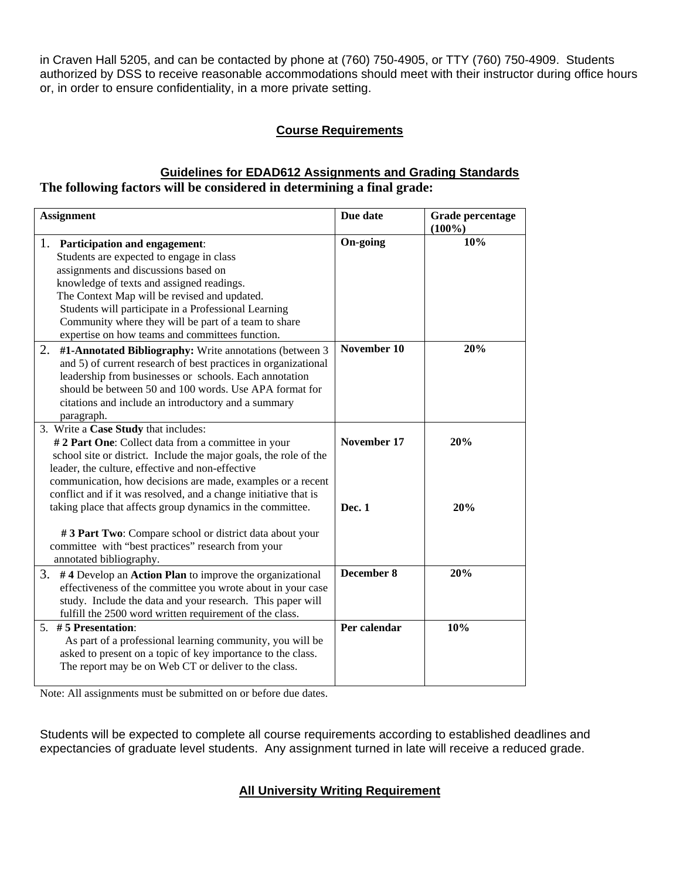in Craven Hall 5205, and can be contacted by phone at (760) 750-4905, or TTY (760) 750-4909. Students authorized by DSS to receive reasonable accommodations should meet with their instructor during office hours or, in order to ensure confidentiality, in a more private setting.

## Course Requirements

### Guidelines for EDAD612 Assignments and Grading Standards

**The following factors will be considered in determining a final grade:**

| Assignment | Due date | Grade percentage (100%) |
|---|---|---|
| 1. **Participation and engagement**: Students are expected to engage in class assignments and discussions based on knowledge of texts and assigned readings. The Context Map will be revised and updated. Students will participate in a Professional Learning Community where they will be part of a team to share expertise on how teams and committees function. | **On-going** | **10%** |
| 2. **#1-Annotated Bibliography:** Write annotations (between 3 and 5) of current research of best practices in organizational leadership from businesses or schools. Each annotation should be between 50 and 100 words. Use APA format for citations and include an introductory and a summary paragraph. | **November 10** | **20%** |
| 3. Write a **Case Study** that includes: **# 2 Part One**: Collect data from a committee in your school site or district. Include the major goals, the role of the leader, the culture, effective and non-effective communication, how decisions are made, examples or a recent conflict and if it was resolved, and a change initiative that is taking place that affects group dynamics in the committee. | **November 17** | **20%** |
| **# 3 Part Two**: Compare school or district data about your committee with "best practices" research from your annotated bibliography. | **Dec. 1** | **20%** |
| 3. **# 4** Develop an **Action Plan** to improve the organizational effectiveness of the committee you wrote about in your case study. Include the data and your research. This paper will fulfill the 2500 word written requirement of the class. | **December 8** | **20%** |
| 5. **# 5 Presentation**: As part of a professional learning community, you will be asked to present on a topic of key importance to the class. The report may be on Web CT or deliver to the class. | **Per calendar** | **10%** |

Note: All assignments must be submitted on or before due dates.

Students will be expected to complete all course requirements according to established deadlines and expectancies of graduate level students. Any assignment turned in late will receive a reduced grade.

## All University Writing Requirement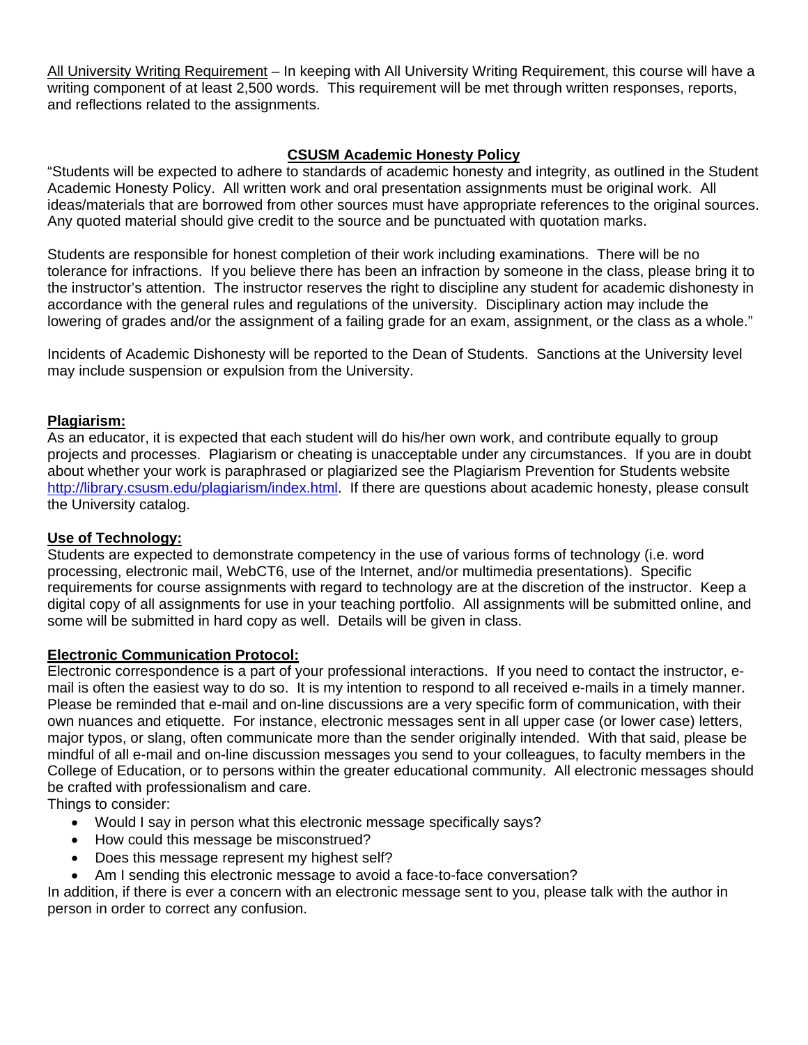All University Writing Requirement – In keeping with All University Writing Requirement, this course will have a writing component of at least 2,500 words. This requirement will be met through written responses, reports, and reflections related to the assignments.

## CSUSM Academic Honesty Policy

"Students will be expected to adhere to standards of academic honesty and integrity, as outlined in the Student Academic Honesty Policy. All written work and oral presentation assignments must be original work. All ideas/materials that are borrowed from other sources must have appropriate references to the original sources. Any quoted material should give credit to the source and be punctuated with quotation marks.

Students are responsible for honest completion of their work including examinations. There will be no tolerance for infractions. If you believe there has been an infraction by someone in the class, please bring it to the instructor's attention. The instructor reserves the right to discipline any student for academic dishonesty in accordance with the general rules and regulations of the university. Disciplinary action may include the lowering of grades and/or the assignment of a failing grade for an exam, assignment, or the class as a whole."

Incidents of Academic Dishonesty will be reported to the Dean of Students. Sanctions at the University level may include suspension or expulsion from the University.

**Plagiarism:**

As an educator, it is expected that each student will do his/her own work, and contribute equally to group projects and processes. Plagiarism or cheating is unacceptable under any circumstances. If you are in doubt about whether your work is paraphrased or plagiarized see the Plagiarism Prevention for Students website http://library.csusm.edu/plagiarism/index.html. If there are questions about academic honesty, please consult the University catalog.

**Use of Technology:**

Students are expected to demonstrate competency in the use of various forms of technology (i.e. word processing, electronic mail, WebCT6, use of the Internet, and/or multimedia presentations). Specific requirements for course assignments with regard to technology are at the discretion of the instructor. Keep a digital copy of all assignments for use in your teaching portfolio. All assignments will be submitted online, and some will be submitted in hard copy as well. Details will be given in class.

**Electronic Communication Protocol:**

Electronic correspondence is a part of your professional interactions. If you need to contact the instructor, e-mail is often the easiest way to do so. It is my intention to respond to all received e-mails in a timely manner. Please be reminded that e-mail and on-line discussions are a very specific form of communication, with their own nuances and etiquette. For instance, electronic messages sent in all upper case (or lower case) letters, major typos, or slang, often communicate more than the sender originally intended. With that said, please be mindful of all e-mail and on-line discussion messages you send to your colleagues, to faculty members in the College of Education, or to persons within the greater educational community. All electronic messages should be crafted with professionalism and care.

Things to consider:

- Would I say in person what this electronic message specifically says?
- How could this message be misconstrued?
- Does this message represent my highest self?
- Am I sending this electronic message to avoid a face-to-face conversation?

In addition, if there is ever a concern with an electronic message sent to you, please talk with the author in person in order to correct any confusion.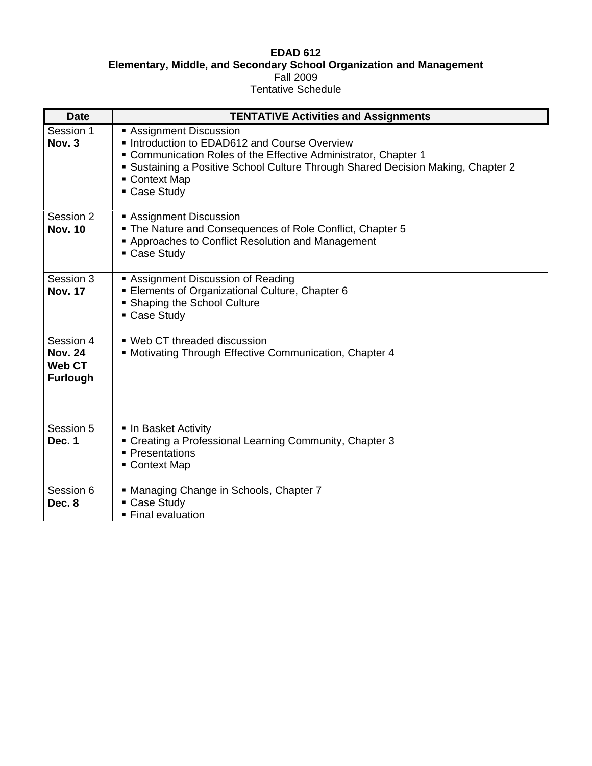**EDAD 612**
**Elementary, Middle, and Secondary School Organization and Management**
Fall 2009
Tentative Schedule

| Date | TENTATIVE Activities and Assignments |
|---|---|
| Session 1<br>**Nov. 3** | ▪ Assignment Discussion<br>▪ Introduction to EDAD612 and Course Overview<br>▪ Communication Roles of the Effective Administrator, Chapter 1<br>▪ Sustaining a Positive School Culture Through Shared Decision Making, Chapter 2<br>▪ Context Map<br>▪ Case Study |
| Session 2<br>**Nov. 10** | ▪ Assignment Discussion<br>▪ The Nature and Consequences of Role Conflict, Chapter 5<br>▪ Approaches to Conflict Resolution and Management<br>▪ Case Study |
| Session 3<br>**Nov. 17** | ▪ Assignment Discussion of Reading<br>▪ Elements of Organizational Culture, Chapter 6<br>▪ Shaping the School Culture<br>▪ Case Study |
| Session 4<br>**Nov. 24**<br>**Web CT**<br>**Furlough** | ▪ Web CT threaded discussion<br>▪ Motivating Through Effective Communication, Chapter 4 |
| Session 5<br>**Dec. 1** | ▪ In Basket Activity<br>▪ Creating a Professional Learning Community, Chapter 3<br>▪ Presentations<br>▪ Context Map |
| Session 6<br>**Dec. 8** | ▪ Managing Change in Schools, Chapter 7<br>▪ Case Study<br>▪ Final evaluation |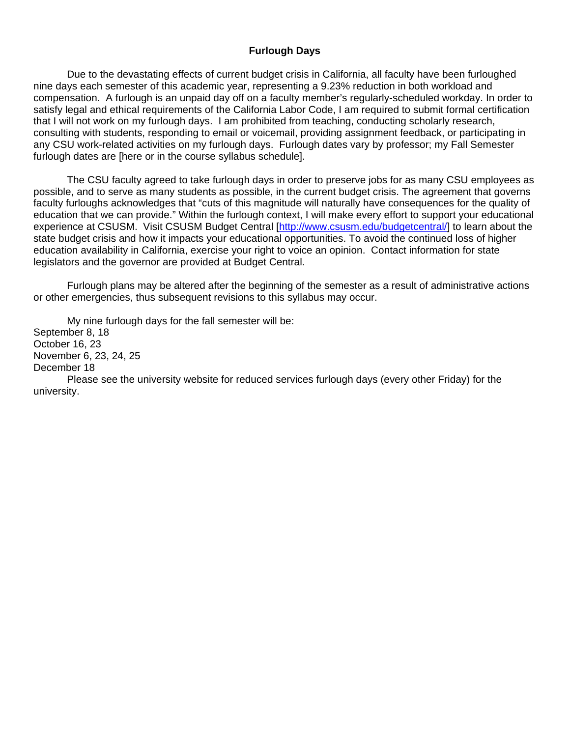## Furlough Days

Due to the devastating effects of current budget crisis in California, all faculty have been furloughed nine days each semester of this academic year, representing a 9.23% reduction in both workload and compensation. A furlough is an unpaid day off on a faculty member's regularly-scheduled workday. In order to satisfy legal and ethical requirements of the California Labor Code, I am required to submit formal certification that I will not work on my furlough days. I am prohibited from teaching, conducting scholarly research, consulting with students, responding to email or voicemail, providing assignment feedback, or participating in any CSU work-related activities on my furlough days. Furlough dates vary by professor; my Fall Semester furlough dates are [here or in the course syllabus schedule].

The CSU faculty agreed to take furlough days in order to preserve jobs for as many CSU employees as possible, and to serve as many students as possible, in the current budget crisis. The agreement that governs faculty furloughs acknowledges that "cuts of this magnitude will naturally have consequences for the quality of education that we can provide." Within the furlough context, I will make every effort to support your educational experience at CSUSM. Visit CSUSM Budget Central [http://www.csusm.edu/budgetcentral/] to learn about the state budget crisis and how it impacts your educational opportunities. To avoid the continued loss of higher education availability in California, exercise your right to voice an opinion. Contact information for state legislators and the governor are provided at Budget Central.

Furlough plans may be altered after the beginning of the semester as a result of administrative actions or other emergencies, thus subsequent revisions to this syllabus may occur.

My nine furlough days for the fall semester will be:
September 8, 18
October 16, 23
November 6, 23, 24, 25
December 18

Please see the university website for reduced services furlough days (every other Friday) for the university.